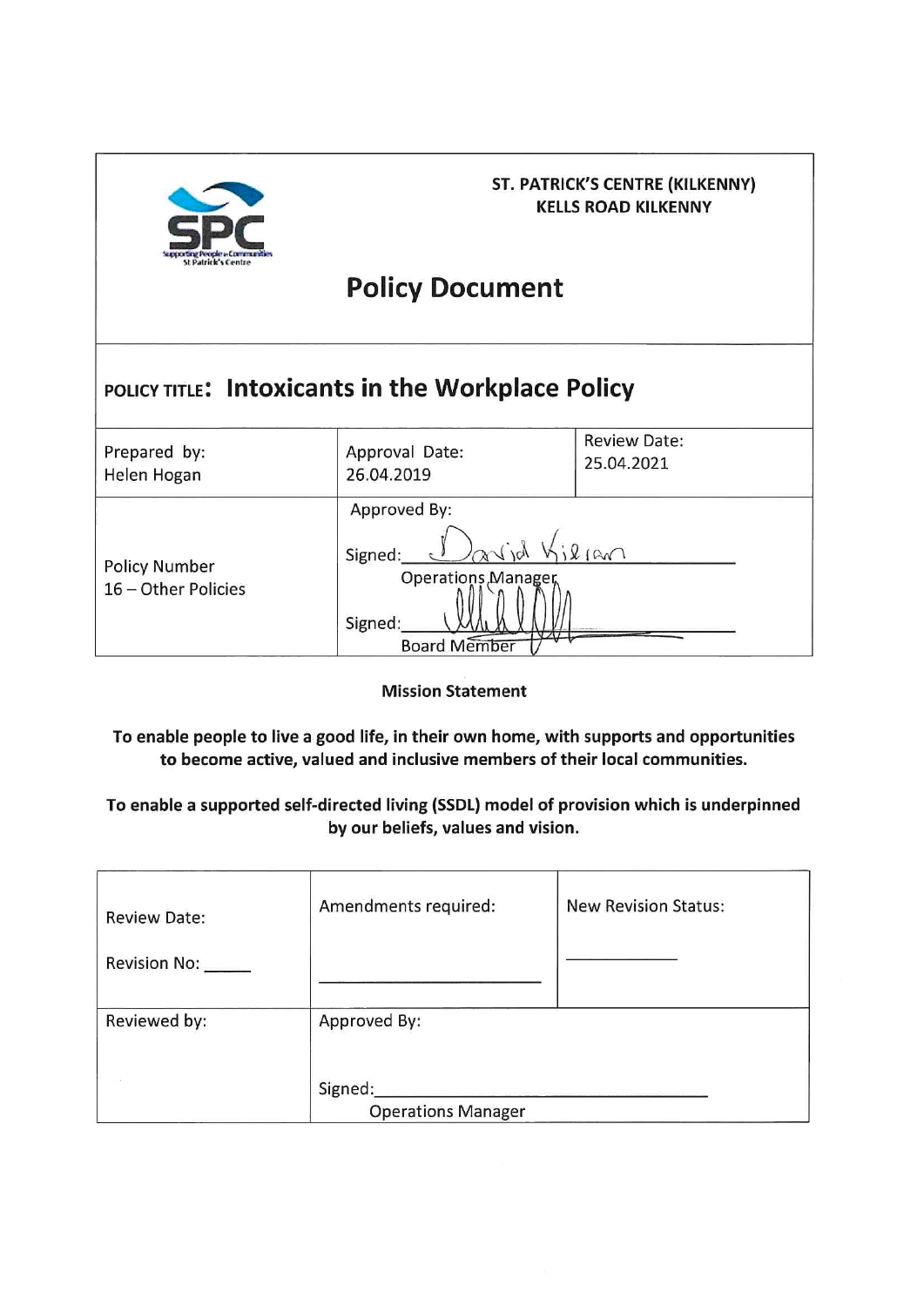**ST. PATRICK'S CENTRE (KILKENNY)**
**KELLS ROAD KILKENNY**

# Policy Document

## POLICY TITLE: Intoxicants in the Workplace Policy

| | | |
|---|---|---|
| Prepared by: Helen Hogan | Approval Date: 26.04.2019 | Review Date: 25.04.2021 |
| Policy Number 16 – Other Policies | Approved By: Signed: David Kieran Operations Manager Signed: ________ Board Member | |

**Mission Statement**

**To enable people to live a good life, in their own home, with supports and opportunities to become active, valued and inclusive members of their local communities.**

**To enable a supported self-directed living (SSDL) model of provision which is underpinned by our beliefs, values and vision.**

| | | |
|---|---|---|
| Review Date: Revision No: _____ | Amendments required: ____________________ | New Revision Status: ____________ |
| Reviewed by: | Approved By: Signed: ______________________________ Operations Manager | |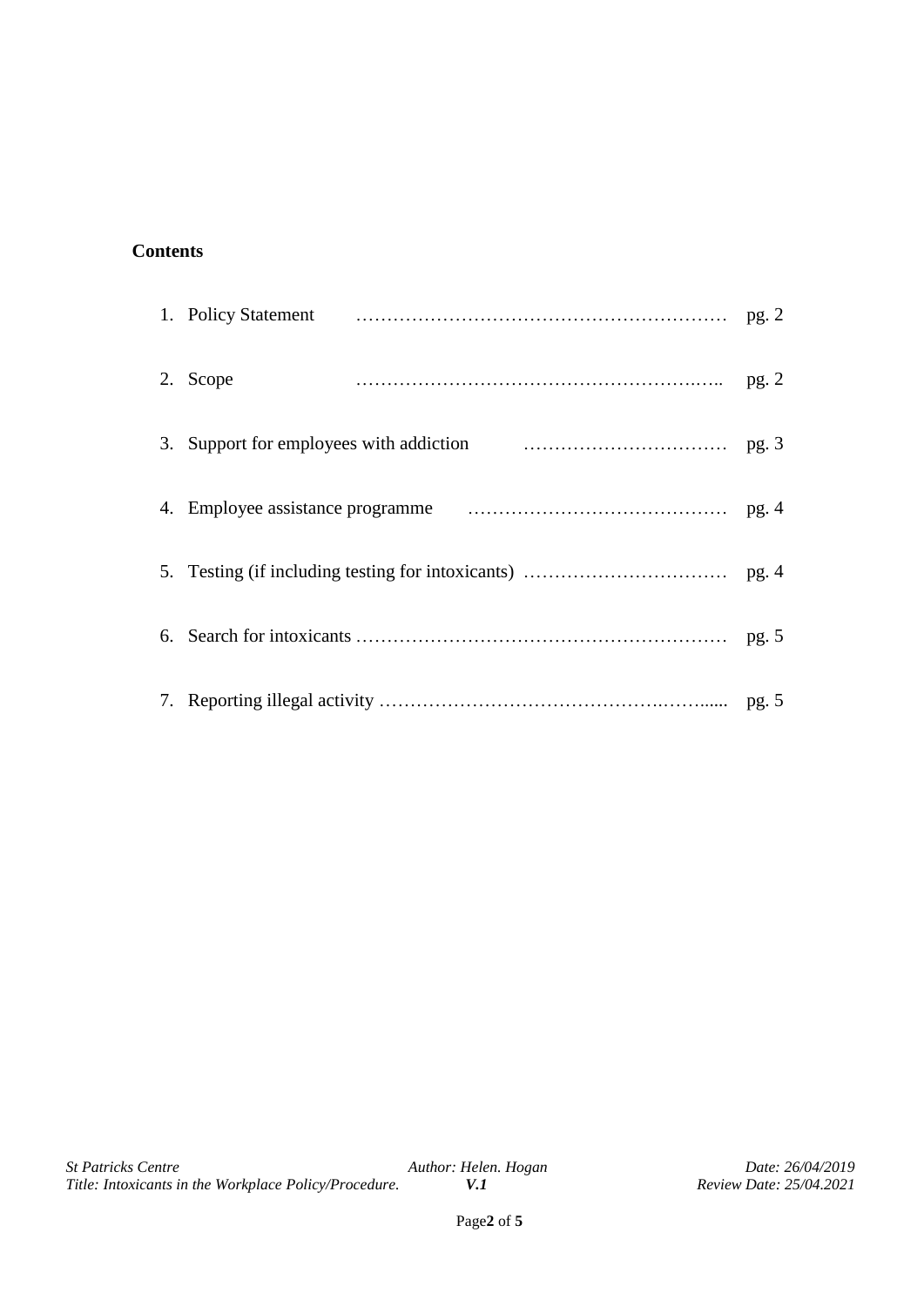**Contents**

1. Policy Statement …………………………………………………… pg. 2
2. Scope ………………………………………………….….. pg. 2
3. Support for employees with addiction …………………………… pg. 3
4. Employee assistance programme …………………………………… pg. 4
5. Testing (if including testing for intoxicants) …………………………… pg. 4
6. Search for intoxicants …………………………………………………… pg. 5
7. Reporting illegal activity ……………………………………….……...... pg. 5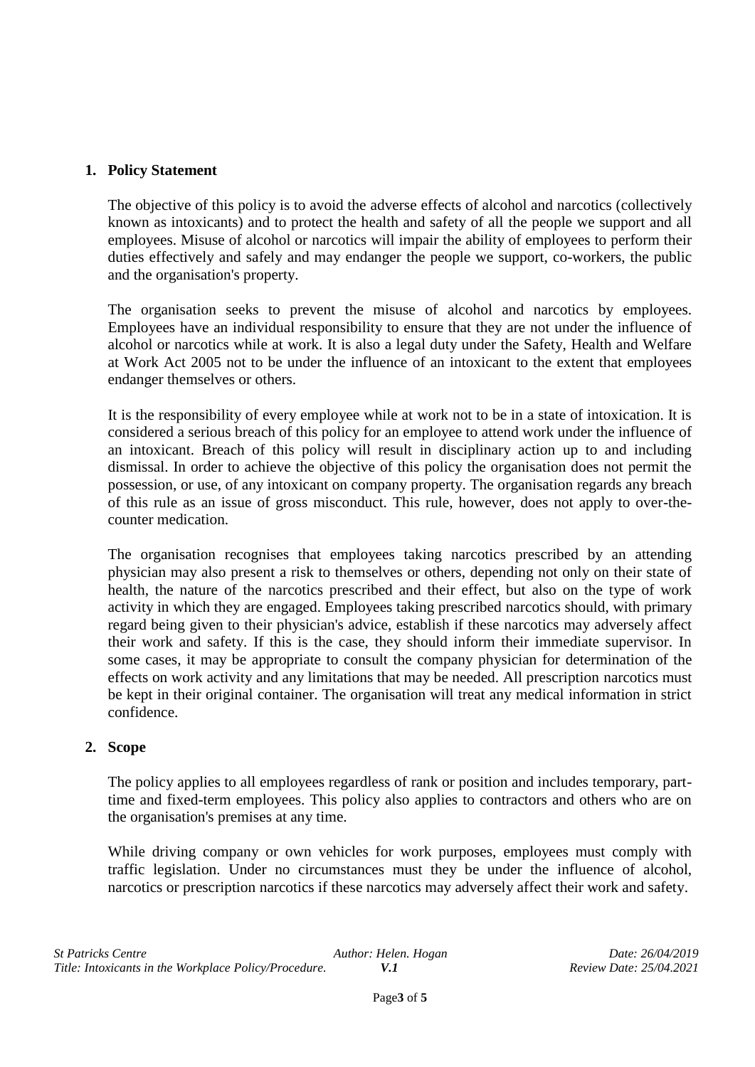## 1. Policy Statement

The objective of this policy is to avoid the adverse effects of alcohol and narcotics (collectively known as intoxicants) and to protect the health and safety of all the people we support and all employees. Misuse of alcohol or narcotics will impair the ability of employees to perform their duties effectively and safely and may endanger the people we support, co-workers, the public and the organisation's property.

The organisation seeks to prevent the misuse of alcohol and narcotics by employees. Employees have an individual responsibility to ensure that they are not under the influence of alcohol or narcotics while at work. It is also a legal duty under the Safety, Health and Welfare at Work Act 2005 not to be under the influence of an intoxicant to the extent that employees endanger themselves or others.

It is the responsibility of every employee while at work not to be in a state of intoxication. It is considered a serious breach of this policy for an employee to attend work under the influence of an intoxicant. Breach of this policy will result in disciplinary action up to and including dismissal. In order to achieve the objective of this policy the organisation does not permit the possession, or use, of any intoxicant on company property. The organisation regards any breach of this rule as an issue of gross misconduct. This rule, however, does not apply to over-the-counter medication.

The organisation recognises that employees taking narcotics prescribed by an attending physician may also present a risk to themselves or others, depending not only on their state of health, the nature of the narcotics prescribed and their effect, but also on the type of work activity in which they are engaged. Employees taking prescribed narcotics should, with primary regard being given to their physician's advice, establish if these narcotics may adversely affect their work and safety. If this is the case, they should inform their immediate supervisor. In some cases, it may be appropriate to consult the company physician for determination of the effects on work activity and any limitations that may be needed. All prescription narcotics must be kept in their original container. The organisation will treat any medical information in strict confidence.

## 2. Scope

The policy applies to all employees regardless of rank or position and includes temporary, part-time and fixed-term employees. This policy also applies to contractors and others who are on the organisation's premises at any time.

While driving company or own vehicles for work purposes, employees must comply with traffic legislation. Under no circumstances must they be under the influence of alcohol, narcotics or prescription narcotics if these narcotics may adversely affect their work and safety.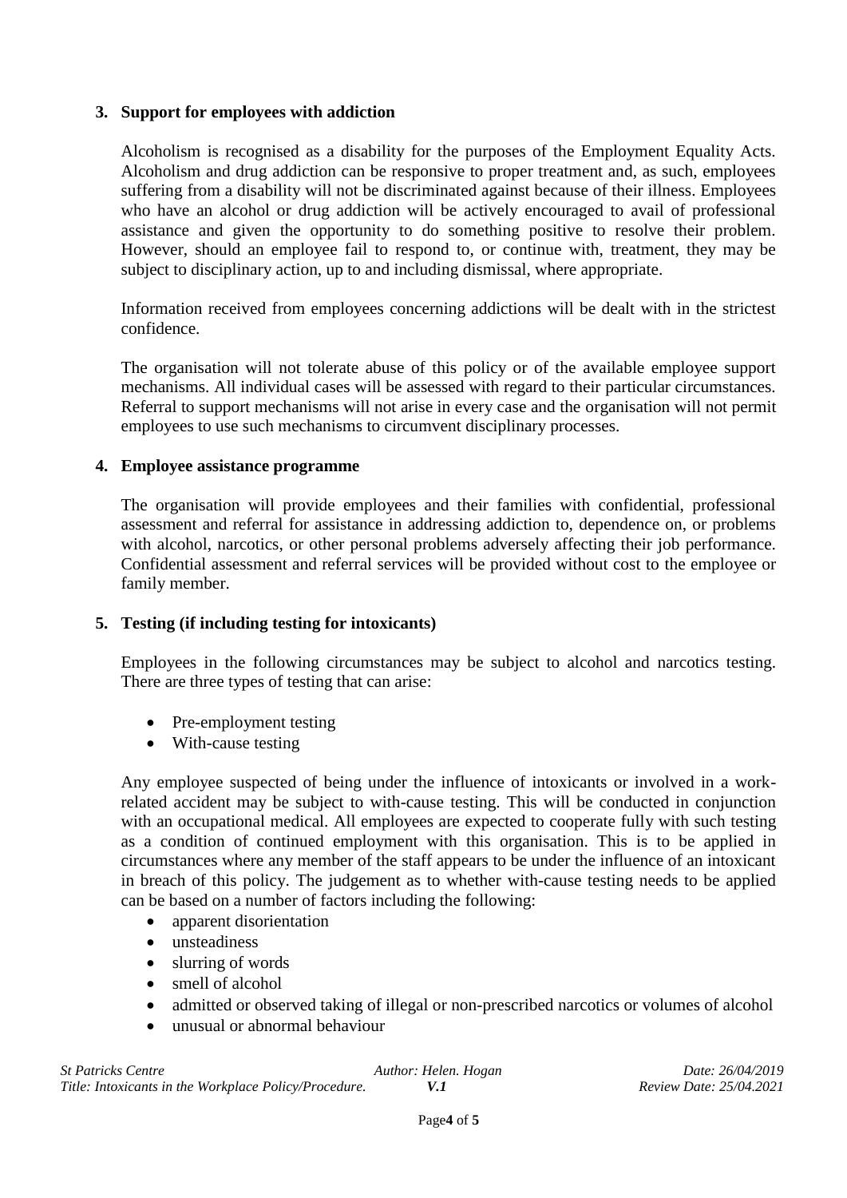## 3. Support for employees with addiction

Alcoholism is recognised as a disability for the purposes of the Employment Equality Acts. Alcoholism and drug addiction can be responsive to proper treatment and, as such, employees suffering from a disability will not be discriminated against because of their illness. Employees who have an alcohol or drug addiction will be actively encouraged to avail of professional assistance and given the opportunity to do something positive to resolve their problem. However, should an employee fail to respond to, or continue with, treatment, they may be subject to disciplinary action, up to and including dismissal, where appropriate.

Information received from employees concerning addictions will be dealt with in the strictest confidence.

The organisation will not tolerate abuse of this policy or of the available employee support mechanisms. All individual cases will be assessed with regard to their particular circumstances. Referral to support mechanisms will not arise in every case and the organisation will not permit employees to use such mechanisms to circumvent disciplinary processes.

## 4. Employee assistance programme

The organisation will provide employees and their families with confidential, professional assessment and referral for assistance in addressing addiction to, dependence on, or problems with alcohol, narcotics, or other personal problems adversely affecting their job performance. Confidential assessment and referral services will be provided without cost to the employee or family member.

## 5. Testing (if including testing for intoxicants)

Employees in the following circumstances may be subject to alcohol and narcotics testing. There are three types of testing that can arise:

- Pre-employment testing
- With-cause testing

Any employee suspected of being under the influence of intoxicants or involved in a work-related accident may be subject to with-cause testing. This will be conducted in conjunction with an occupational medical. All employees are expected to cooperate fully with such testing as a condition of continued employment with this organisation. This is to be applied in circumstances where any member of the staff appears to be under the influence of an intoxicant in breach of this policy. The judgement as to whether with-cause testing needs to be applied can be based on a number of factors including the following:

- apparent disorientation
- unsteadiness
- slurring of words
- smell of alcohol
- admitted or observed taking of illegal or non-prescribed narcotics or volumes of alcohol
- unusual or abnormal behaviour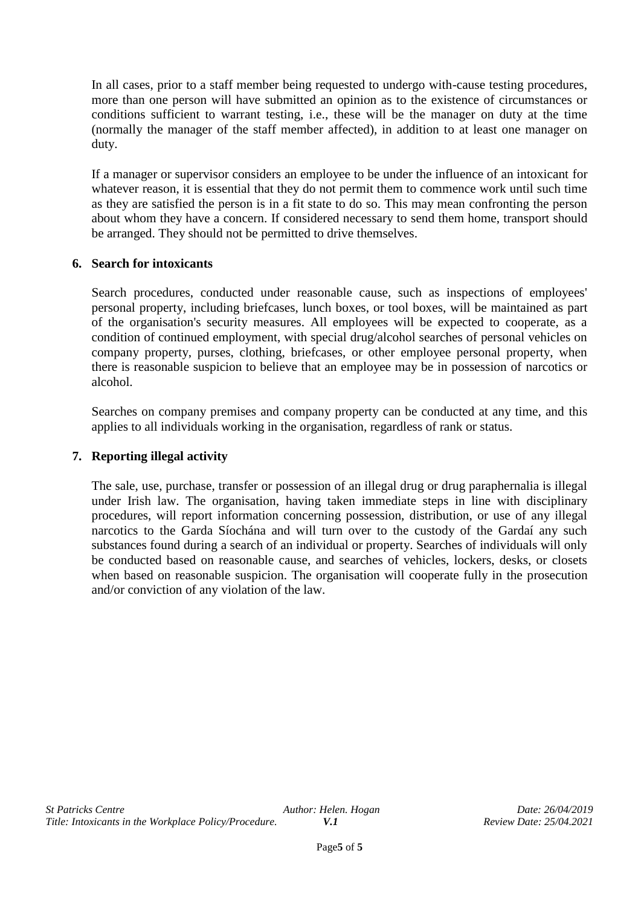In all cases, prior to a staff member being requested to undergo with-cause testing procedures, more than one person will have submitted an opinion as to the existence of circumstances or conditions sufficient to warrant testing, i.e., these will be the manager on duty at the time (normally the manager of the staff member affected), in addition to at least one manager on duty.

If a manager or supervisor considers an employee to be under the influence of an intoxicant for whatever reason, it is essential that they do not permit them to commence work until such time as they are satisfied the person is in a fit state to do so. This may mean confronting the person about whom they have a concern. If considered necessary to send them home, transport should be arranged. They should not be permitted to drive themselves.

## 6. Search for intoxicants

Search procedures, conducted under reasonable cause, such as inspections of employees' personal property, including briefcases, lunch boxes, or tool boxes, will be maintained as part of the organisation's security measures. All employees will be expected to cooperate, as a condition of continued employment, with special drug/alcohol searches of personal vehicles on company property, purses, clothing, briefcases, or other employee personal property, when there is reasonable suspicion to believe that an employee may be in possession of narcotics or alcohol.

Searches on company premises and company property can be conducted at any time, and this applies to all individuals working in the organisation, regardless of rank or status.

## 7. Reporting illegal activity

The sale, use, purchase, transfer or possession of an illegal drug or drug paraphernalia is illegal under Irish law. The organisation, having taken immediate steps in line with disciplinary procedures, will report information concerning possession, distribution, or use of any illegal narcotics to the Garda Síochána and will turn over to the custody of the Gardaí any such substances found during a search of an individual or property. Searches of individuals will only be conducted based on reasonable cause, and searches of vehicles, lockers, desks, or closets when based on reasonable suspicion. The organisation will cooperate fully in the prosecution and/or conviction of any violation of the law.